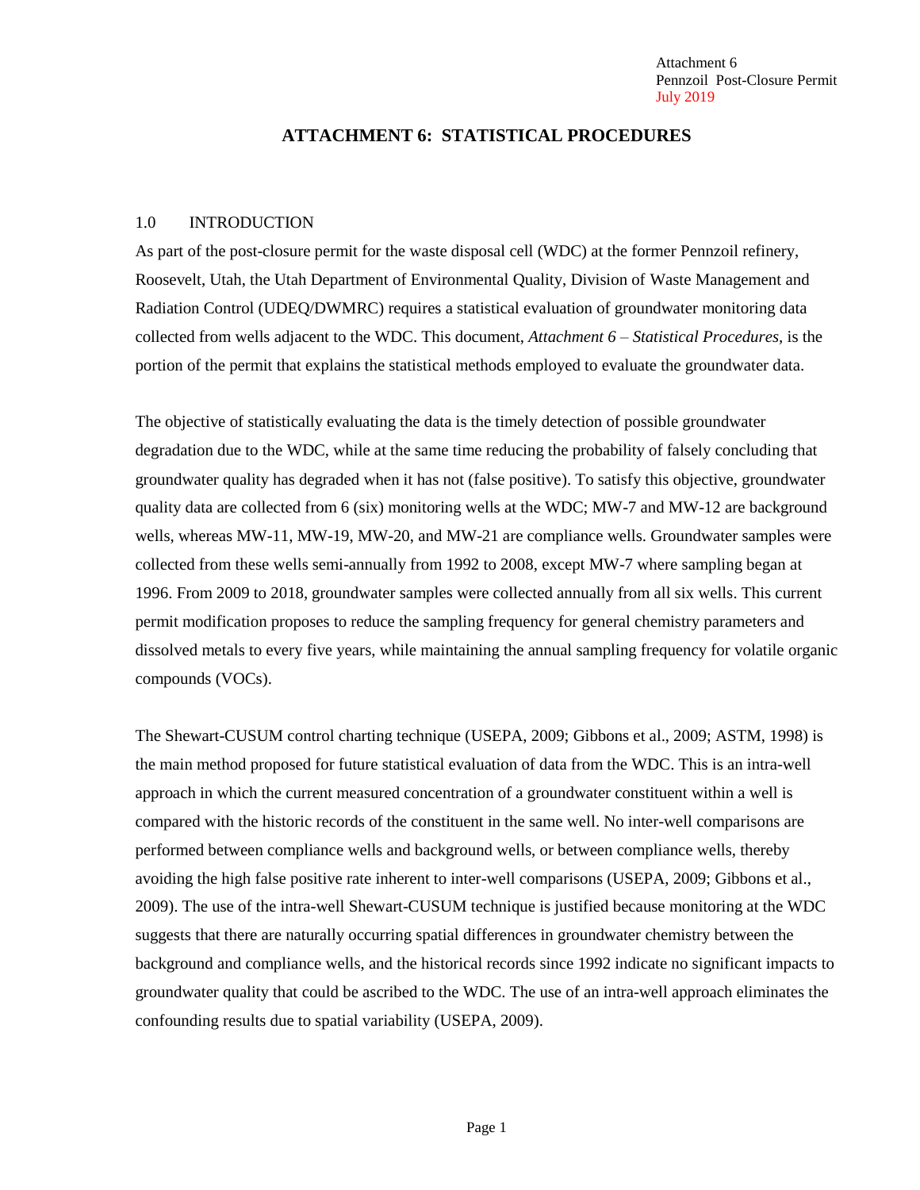# ATTACHMENT 6: STATISTICAL PROCEDURES

## 1.0 INTRODUCTION

As part of the post-closure permit for the waste disposal cell (WDC) at the former Pennzoil refinery, Roosevelt, Utah, the Utah Department of Environmental Quality, Division of Waste Management and Radiation Control (UDEQ/DWMRC) requires a statistical evaluation of groundwater monitoring data collected from wells adjacent to the WDC. This document, *Attachment 6 – Statistical Procedures*, is the portion of the permit that explains the statistical methods employed to evaluate the groundwater data.

The objective of statistically evaluating the data is the timely detection of possible groundwater degradation due to the WDC, while at the same time reducing the probability of falsely concluding that groundwater quality has degraded when it has not (false positive). To satisfy this objective, groundwater quality data are collected from 6 (six) monitoring wells at the WDC; MW-7 and MW-12 are background wells, whereas MW-11, MW-19, MW-20, and MW-21 are compliance wells. Groundwater samples were collected from these wells semi-annually from 1992 to 2008, except MW-7 where sampling began at 1996. From 2009 to 2018, groundwater samples were collected annually from all six wells. This current permit modification proposes to reduce the sampling frequency for general chemistry parameters and dissolved metals to every five years, while maintaining the annual sampling frequency for volatile organic compounds (VOCs).

The Shewart-CUSUM control charting technique (USEPA, 2009; Gibbons et al., 2009; ASTM, 1998) is the main method proposed for future statistical evaluation of data from the WDC. This is an intra-well approach in which the current measured concentration of a groundwater constituent within a well is compared with the historic records of the constituent in the same well. No inter-well comparisons are performed between compliance wells and background wells, or between compliance wells, thereby avoiding the high false positive rate inherent to inter-well comparisons (USEPA, 2009; Gibbons et al., 2009). The use of the intra-well Shewart-CUSUM technique is justified because monitoring at the WDC suggests that there are naturally occurring spatial differences in groundwater chemistry between the background and compliance wells, and the historical records since 1992 indicate no significant impacts to groundwater quality that could be ascribed to the WDC. The use of an intra-well approach eliminates the confounding results due to spatial variability (USEPA, 2009).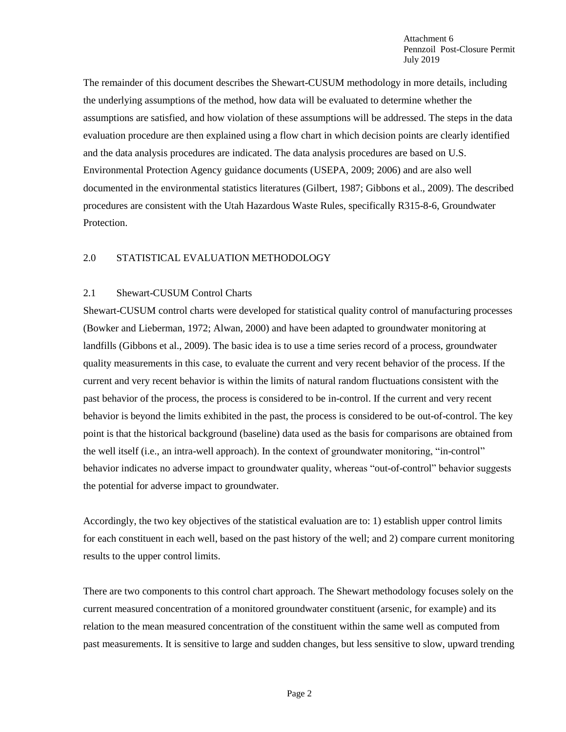The remainder of this document describes the Shewart-CUSUM methodology in more details, including the underlying assumptions of the method, how data will be evaluated to determine whether the assumptions are satisfied, and how violation of these assumptions will be addressed. The steps in the data evaluation procedure are then explained using a flow chart in which decision points are clearly identified and the data analysis procedures are indicated. The data analysis procedures are based on U.S. Environmental Protection Agency guidance documents (USEPA, 2009; 2006) and are also well documented in the environmental statistics literatures (Gilbert, 1987; Gibbons et al., 2009). The described procedures are consistent with the Utah Hazardous Waste Rules, specifically R315-8-6, Groundwater Protection.

## 2.0 STATISTICAL EVALUATION METHODOLOGY

### 2.1 Shewart-CUSUM Control Charts

Shewart-CUSUM control charts were developed for statistical quality control of manufacturing processes (Bowker and Lieberman, 1972; Alwan, 2000) and have been adapted to groundwater monitoring at landfills (Gibbons et al., 2009). The basic idea is to use a time series record of a process, groundwater quality measurements in this case, to evaluate the current and very recent behavior of the process. If the current and very recent behavior is within the limits of natural random fluctuations consistent with the past behavior of the process, the process is considered to be in-control. If the current and very recent behavior is beyond the limits exhibited in the past, the process is considered to be out-of-control. The key point is that the historical background (baseline) data used as the basis for comparisons are obtained from the well itself (i.e., an intra-well approach). In the context of groundwater monitoring, "in-control" behavior indicates no adverse impact to groundwater quality, whereas "out-of-control" behavior suggests the potential for adverse impact to groundwater.

Accordingly, the two key objectives of the statistical evaluation are to: 1) establish upper control limits for each constituent in each well, based on the past history of the well; and 2) compare current monitoring results to the upper control limits.

There are two components to this control chart approach. The Shewart methodology focuses solely on the current measured concentration of a monitored groundwater constituent (arsenic, for example) and its relation to the mean measured concentration of the constituent within the same well as computed from past measurements. It is sensitive to large and sudden changes, but less sensitive to slow, upward trending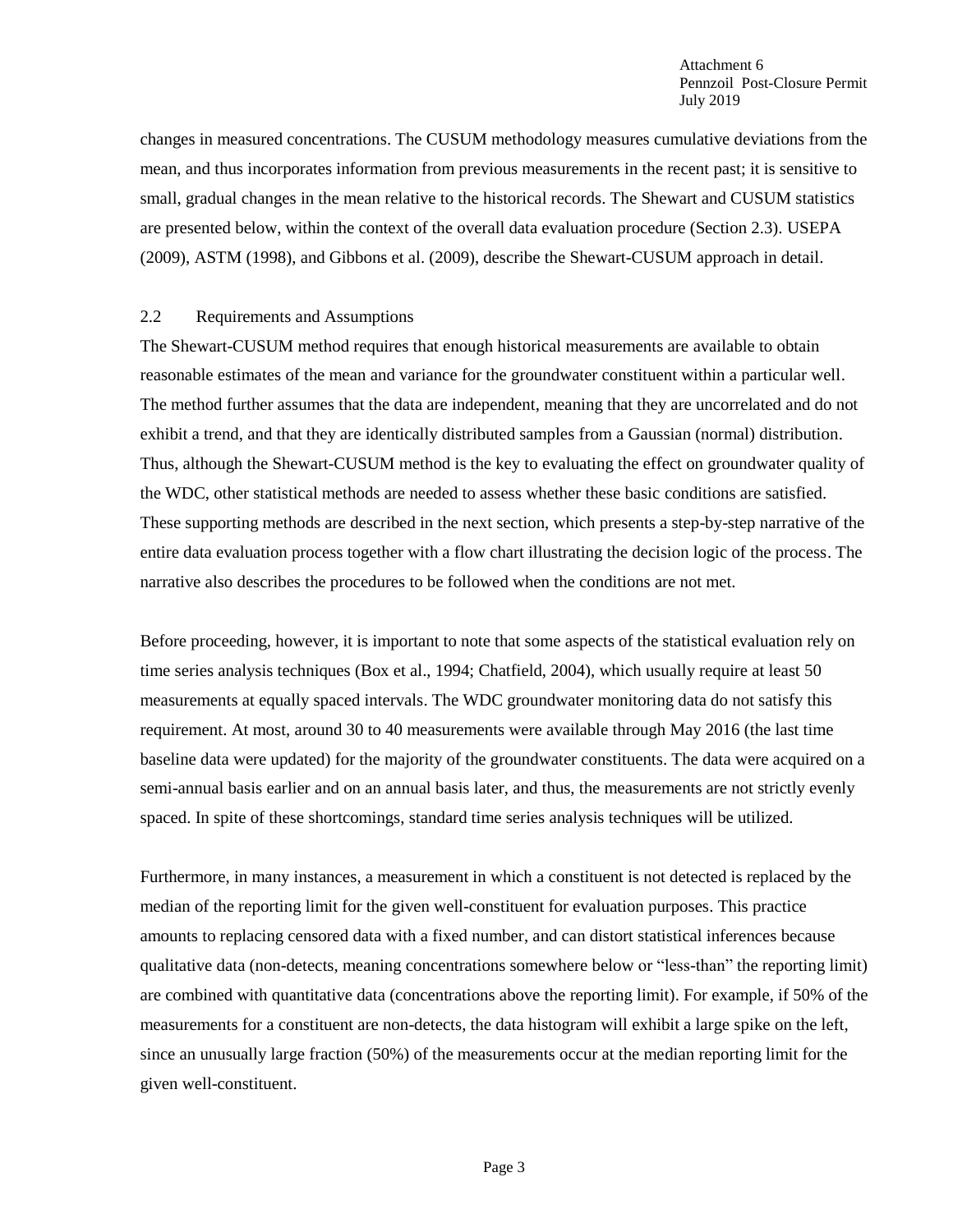changes in measured concentrations. The CUSUM methodology measures cumulative deviations from the mean, and thus incorporates information from previous measurements in the recent past; it is sensitive to small, gradual changes in the mean relative to the historical records. The Shewart and CUSUM statistics are presented below, within the context of the overall data evaluation procedure (Section 2.3). USEPA (2009), ASTM (1998), and Gibbons et al. (2009), describe the Shewart-CUSUM approach in detail.

## 2.2 Requirements and Assumptions

The Shewart-CUSUM method requires that enough historical measurements are available to obtain reasonable estimates of the mean and variance for the groundwater constituent within a particular well. The method further assumes that the data are independent, meaning that they are uncorrelated and do not exhibit a trend, and that they are identically distributed samples from a Gaussian (normal) distribution. Thus, although the Shewart-CUSUM method is the key to evaluating the effect on groundwater quality of the WDC, other statistical methods are needed to assess whether these basic conditions are satisfied. These supporting methods are described in the next section, which presents a step-by-step narrative of the entire data evaluation process together with a flow chart illustrating the decision logic of the process. The narrative also describes the procedures to be followed when the conditions are not met.

Before proceeding, however, it is important to note that some aspects of the statistical evaluation rely on time series analysis techniques (Box et al., 1994; Chatfield, 2004), which usually require at least 50 measurements at equally spaced intervals. The WDC groundwater monitoring data do not satisfy this requirement. At most, around 30 to 40 measurements were available through May 2016 (the last time baseline data were updated) for the majority of the groundwater constituents. The data were acquired on a semi-annual basis earlier and on an annual basis later, and thus, the measurements are not strictly evenly spaced. In spite of these shortcomings, standard time series analysis techniques will be utilized.

Furthermore, in many instances, a measurement in which a constituent is not detected is replaced by the median of the reporting limit for the given well-constituent for evaluation purposes. This practice amounts to replacing censored data with a fixed number, and can distort statistical inferences because qualitative data (non-detects, meaning concentrations somewhere below or "less-than" the reporting limit) are combined with quantitative data (concentrations above the reporting limit). For example, if 50% of the measurements for a constituent are non-detects, the data histogram will exhibit a large spike on the left, since an unusually large fraction (50%) of the measurements occur at the median reporting limit for the given well-constituent.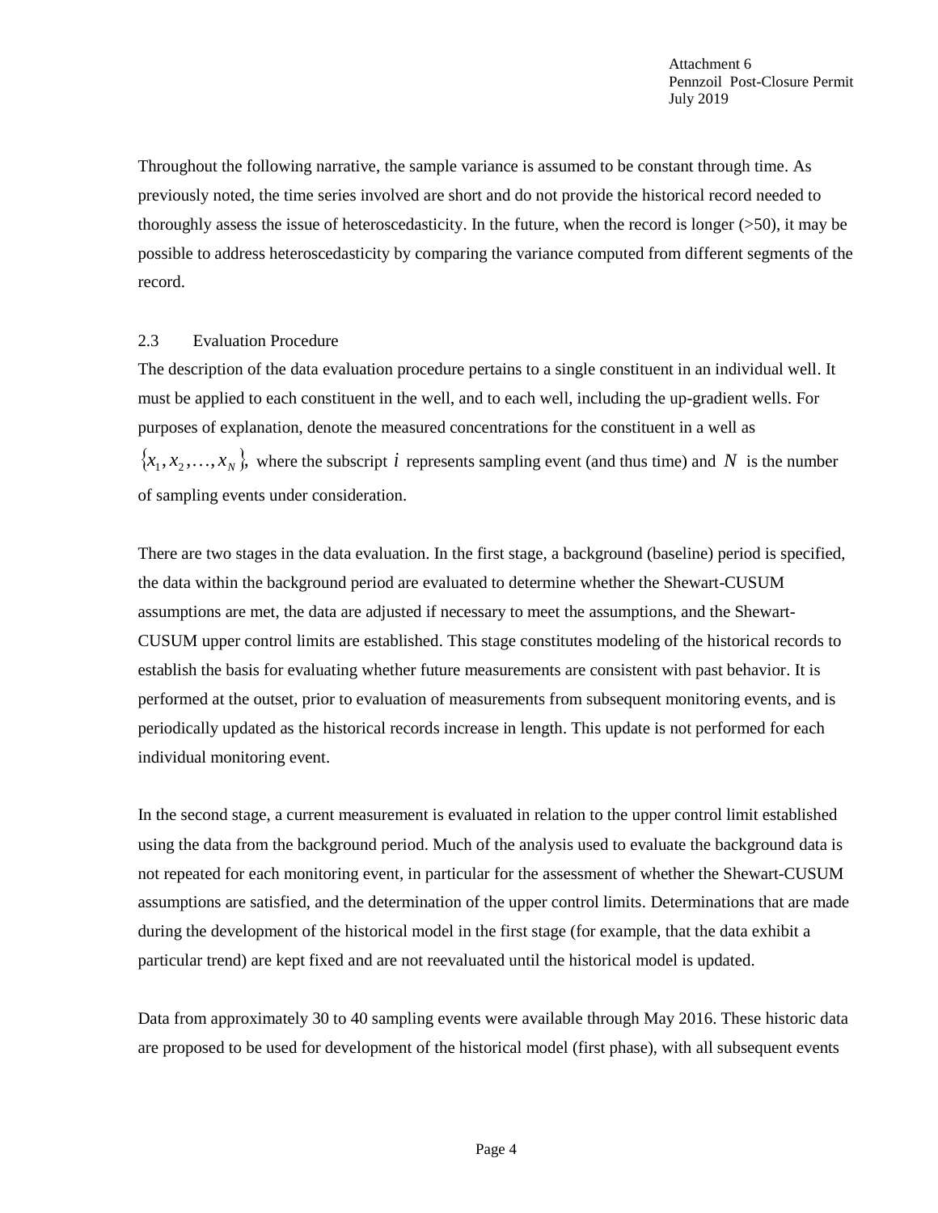Throughout the following narrative, the sample variance is assumed to be constant through time. As previously noted, the time series involved are short and do not provide the historical record needed to thoroughly assess the issue of heteroscedasticity. In the future, when the record is longer (>50), it may be possible to address heteroscedasticity by comparing the variance computed from different segments of the record.

## 2.3 Evaluation Procedure

The description of the data evaluation procedure pertains to a single constituent in an individual well. It must be applied to each constituent in the well, and to each well, including the up-gradient wells. For purposes of explanation, denote the measured concentrations for the constituent in a well as $\{x_1, x_2, \ldots, x_N\}$, where the subscript $i$ represents sampling event (and thus time) and $N$ is the number of sampling events under consideration.

There are two stages in the data evaluation. In the first stage, a background (baseline) period is specified, the data within the background period are evaluated to determine whether the Shewart-CUSUM assumptions are met, the data are adjusted if necessary to meet the assumptions, and the Shewart-CUSUM upper control limits are established. This stage constitutes modeling of the historical records to establish the basis for evaluating whether future measurements are consistent with past behavior. It is performed at the outset, prior to evaluation of measurements from subsequent monitoring events, and is periodically updated as the historical records increase in length. This update is not performed for each individual monitoring event.

In the second stage, a current measurement is evaluated in relation to the upper control limit established using the data from the background period. Much of the analysis used to evaluate the background data is not repeated for each monitoring event, in particular for the assessment of whether the Shewart-CUSUM assumptions are satisfied, and the determination of the upper control limits. Determinations that are made during the development of the historical model in the first stage (for example, that the data exhibit a particular trend) are kept fixed and are not reevaluated until the historical model is updated.

Data from approximately 30 to 40 sampling events were available through May 2016. These historic data are proposed to be used for development of the historical model (first phase), with all subsequent events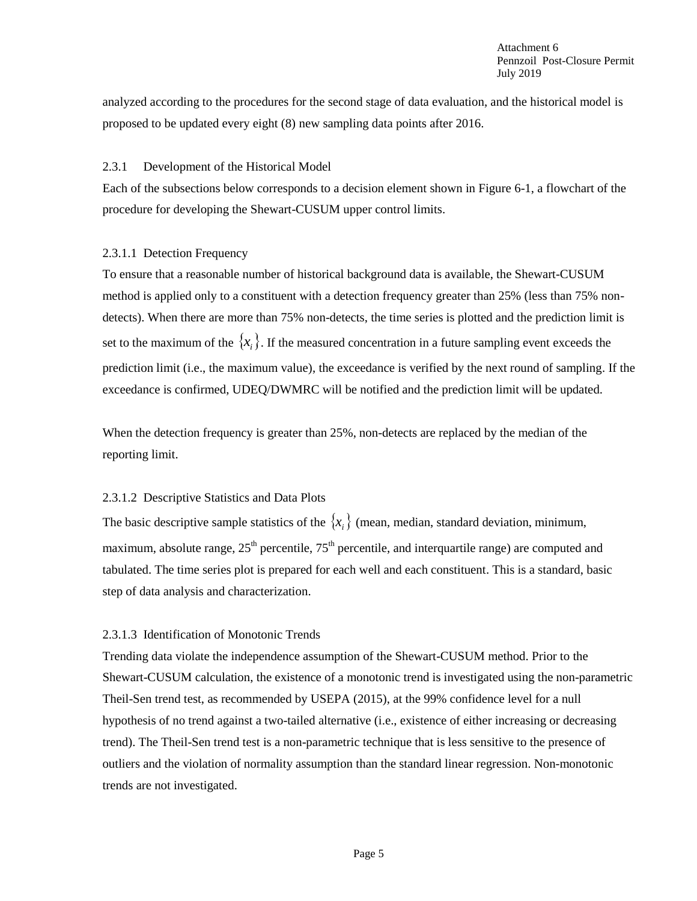analyzed according to the procedures for the second stage of data evaluation, and the historical model is proposed to be updated every eight (8) new sampling data points after 2016.

### 2.3.1 Development of the Historical Model

Each of the subsections below corresponds to a decision element shown in Figure 6-1, a flowchart of the procedure for developing the Shewart-CUSUM upper control limits.

#### 2.3.1.1 Detection Frequency

To ensure that a reasonable number of historical background data is available, the Shewart-CUSUM method is applied only to a constituent with a detection frequency greater than 25% (less than 75% non-detects). When there are more than 75% non-detects, the time series is plotted and the prediction limit is set to the maximum of the $\{x_i\}$. If the measured concentration in a future sampling event exceeds the prediction limit (i.e., the maximum value), the exceedance is verified by the next round of sampling. If the exceedance is confirmed, UDEQ/DWMRC will be notified and the prediction limit will be updated.

When the detection frequency is greater than 25%, non-detects are replaced by the median of the reporting limit.

#### 2.3.1.2 Descriptive Statistics and Data Plots

The basic descriptive sample statistics of the $\{x_i\}$ (mean, median, standard deviation, minimum, maximum, absolute range, $25^{th}$ percentile, $75^{th}$ percentile, and interquartile range) are computed and tabulated. The time series plot is prepared for each well and each constituent. This is a standard, basic step of data analysis and characterization.

#### 2.3.1.3 Identification of Monotonic Trends

Trending data violate the independence assumption of the Shewart-CUSUM method. Prior to the Shewart-CUSUM calculation, the existence of a monotonic trend is investigated using the non-parametric Theil-Sen trend test, as recommended by USEPA (2015), at the 99% confidence level for a null hypothesis of no trend against a two-tailed alternative (i.e., existence of either increasing or decreasing trend). The Theil-Sen trend test is a non-parametric technique that is less sensitive to the presence of outliers and the violation of normality assumption than the standard linear regression. Non-monotonic trends are not investigated.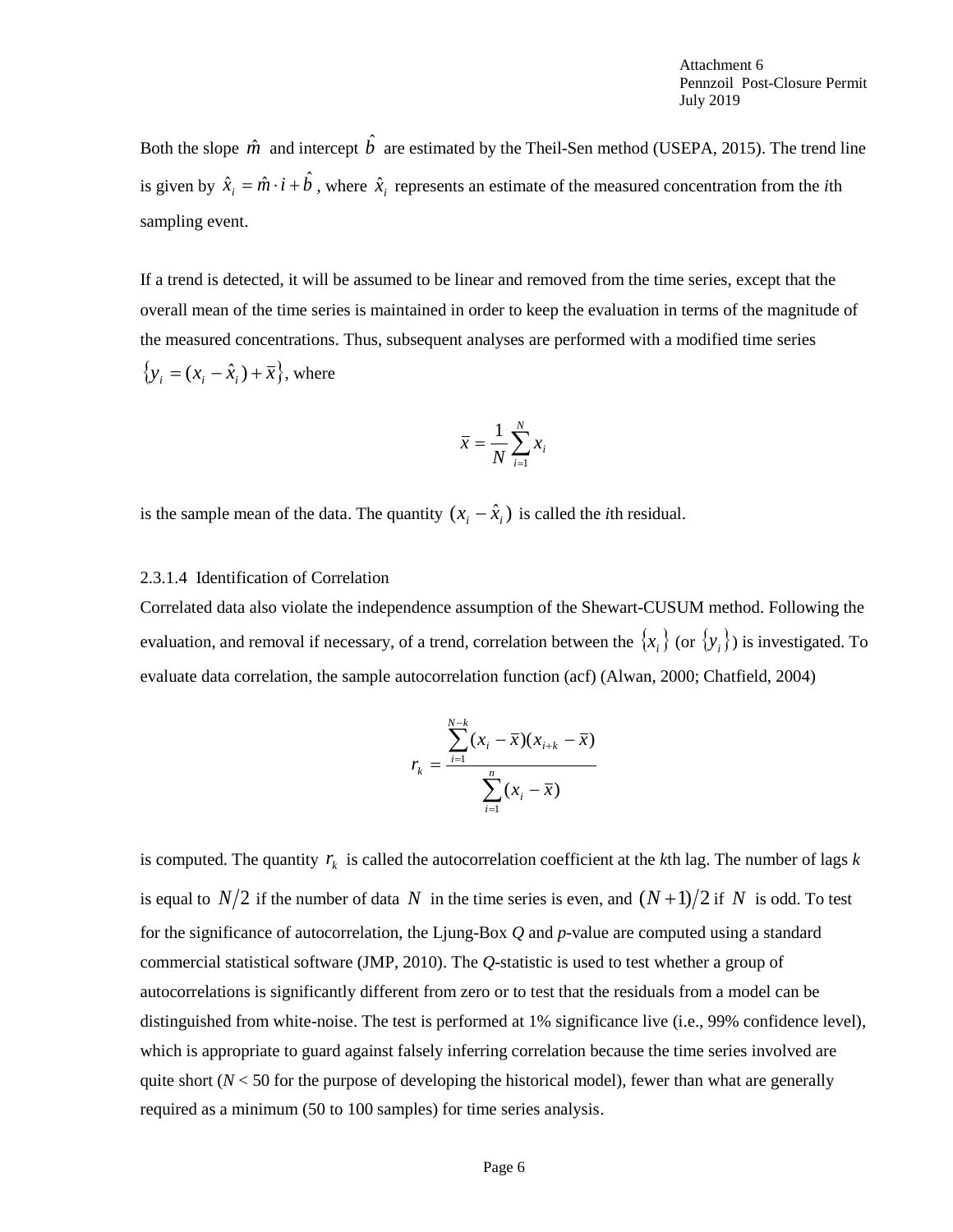Both the slope $\hat{m}$ and intercept $\hat{b}$ are estimated by the Theil-Sen method (USEPA, 2015). The trend line is given by $\hat{x}_i = \hat{m} \cdot i + \hat{b}$, where $\hat{x}_i$ represents an estimate of the measured concentration from the *i*th sampling event.

If a trend is detected, it will be assumed to be linear and removed from the time series, except that the overall mean of the time series is maintained in order to keep the evaluation in terms of the magnitude of the measured concentrations. Thus, subsequent analyses are performed with a modified time series $\{y_i = (x_i - \hat{x}_i) + \bar{x}\}$, where

$$\bar{x} = \frac{1}{N} \sum_{i=1}^{N} x_i$$

is the sample mean of the data. The quantity $(x_i - \hat{x}_i)$ is called the *i*th residual.

2.3.1.4 Identification of Correlation

Correlated data also violate the independence assumption of the Shewart-CUSUM method. Following the evaluation, and removal if necessary, of a trend, correlation between the $\{x_i\}$ (or $\{y_i\}$) is investigated. To evaluate data correlation, the sample autocorrelation function (acf) (Alwan, 2000; Chatfield, 2004)

$$r_k = \frac{\sum_{i=1}^{N-k} (x_i - \bar{x})(x_{i+k} - \bar{x})}{\sum_{i=1}^{n} (x_i - \bar{x})}$$

is computed. The quantity $r_k$ is called the autocorrelation coefficient at the *k*th lag. The number of lags *k* is equal to $N/2$ if the number of data $N$ in the time series is even, and $(N+1)/2$ if $N$ is odd. To test for the significance of autocorrelation, the Ljung-Box *Q* and *p*-value are computed using a standard commercial statistical software (JMP, 2010). The *Q*-statistic is used to test whether a group of autocorrelations is significantly different from zero or to test that the residuals from a model can be distinguished from white-noise. The test is performed at 1% significance live (i.e., 99% confidence level), which is appropriate to guard against falsely inferring correlation because the time series involved are quite short ($N < 50$ for the purpose of developing the historical model), fewer than what are generally required as a minimum (50 to 100 samples) for time series analysis.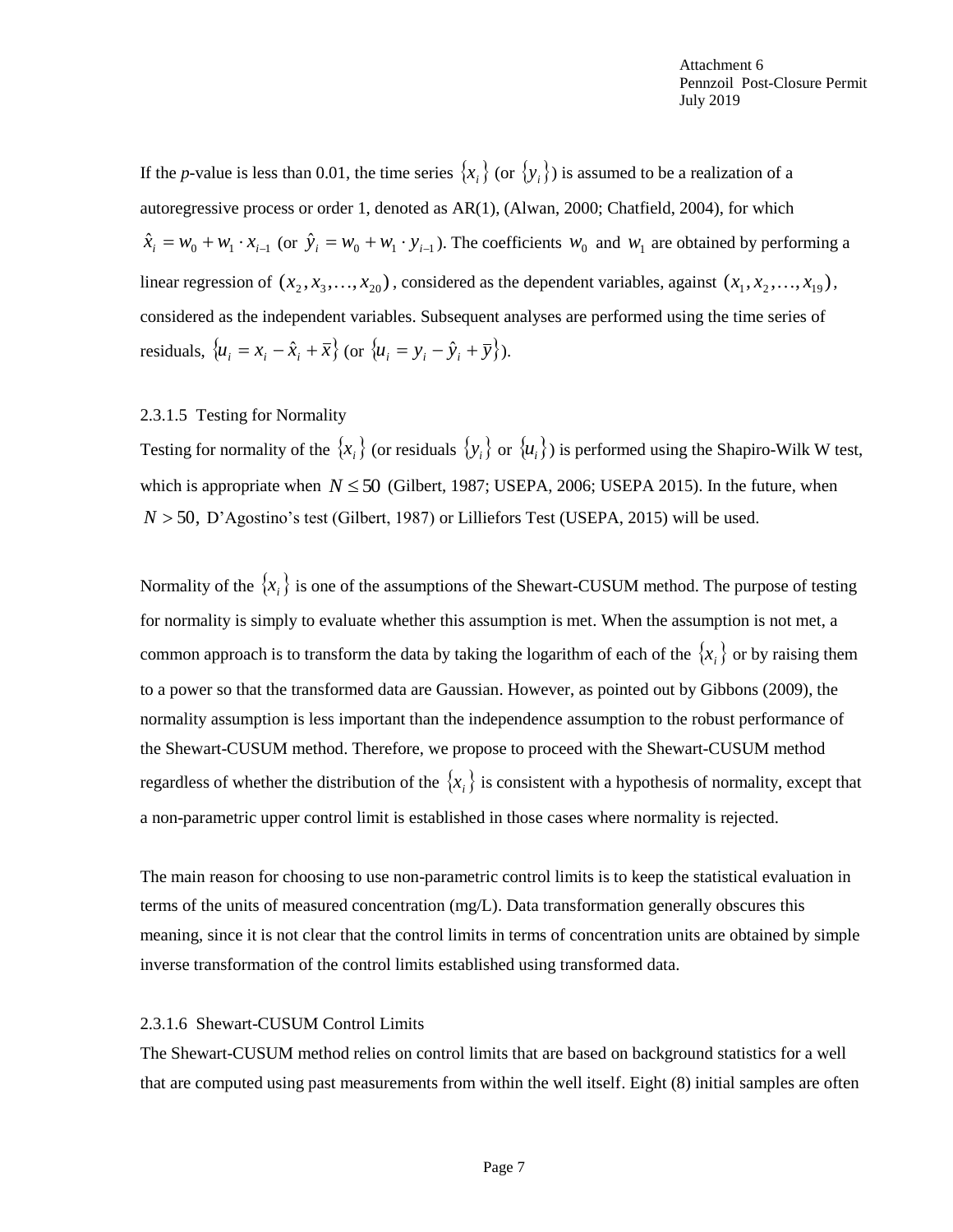If the *p*-value is less than 0.01, the time series $\{x_i\}$ (or $\{y_i\}$) is assumed to be a realization of a autoregressive process or order 1, denoted as AR(1), (Alwan, 2000; Chatfield, 2004), for which $\hat{x}_i = w_0 + w_1 \cdot x_{i-1}$ (or $\hat{y}_i = w_0 + w_1 \cdot y_{i-1}$). The coefficients $w_0$ and $w_1$ are obtained by performing a linear regression of $(x_2, x_3, \ldots, x_{20})$, considered as the dependent variables, against $(x_1, x_2, \ldots, x_{19})$, considered as the independent variables. Subsequent analyses are performed using the time series of residuals, $\{u_i = x_i - \hat{x}_i + \bar{x}\}$ (or $\{u_i = y_i - \hat{y}_i + \bar{y}\}$).

### 2.3.1.5 Testing for Normality

Testing for normality of the $\{x_i\}$ (or residuals $\{y_i\}$ or $\{u_i\}$) is performed using the Shapiro-Wilk W test, which is appropriate when $N \leq 50$ (Gilbert, 1987; USEPA, 2006; USEPA 2015). In the future, when $N > 50$, D'Agostino's test (Gilbert, 1987) or Lilliefors Test (USEPA, 2015) will be used.

Normality of the $\{x_i\}$ is one of the assumptions of the Shewart-CUSUM method. The purpose of testing for normality is simply to evaluate whether this assumption is met. When the assumption is not met, a common approach is to transform the data by taking the logarithm of each of the $\{x_i\}$ or by raising them to a power so that the transformed data are Gaussian. However, as pointed out by Gibbons (2009), the normality assumption is less important than the independence assumption to the robust performance of the Shewart-CUSUM method. Therefore, we propose to proceed with the Shewart-CUSUM method regardless of whether the distribution of the $\{x_i\}$ is consistent with a hypothesis of normality, except that a non-parametric upper control limit is established in those cases where normality is rejected.

The main reason for choosing to use non-parametric control limits is to keep the statistical evaluation in terms of the units of measured concentration (mg/L). Data transformation generally obscures this meaning, since it is not clear that the control limits in terms of concentration units are obtained by simple inverse transformation of the control limits established using transformed data.

### 2.3.1.6 Shewart-CUSUM Control Limits

The Shewart-CUSUM method relies on control limits that are based on background statistics for a well that are computed using past measurements from within the well itself. Eight (8) initial samples are often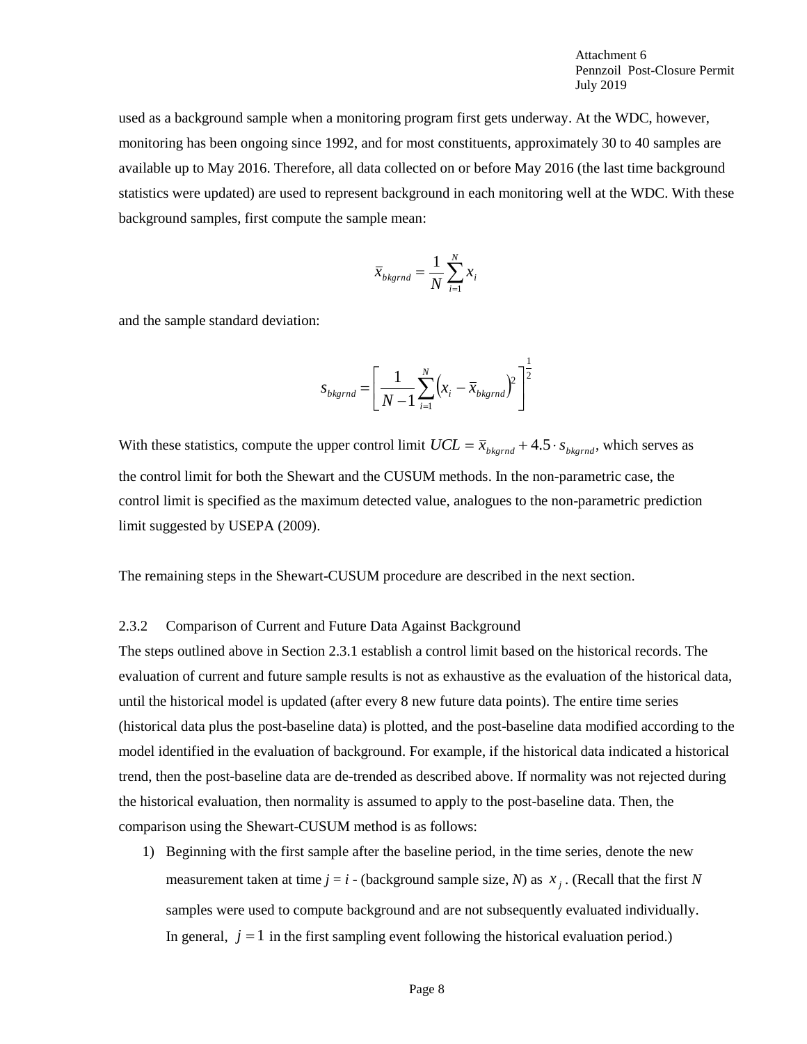used as a background sample when a monitoring program first gets underway. At the WDC, however, monitoring has been ongoing since 1992, and for most constituents, approximately 30 to 40 samples are available up to May 2016. Therefore, all data collected on or before May 2016 (the last time background statistics were updated) are used to represent background in each monitoring well at the WDC. With these background samples, first compute the sample mean:

$$\bar{x}_{bkgrnd} = \frac{1}{N}\sum_{i=1}^{N} x_i$$

and the sample standard deviation:

$$s_{bkgrnd} = \left[\frac{1}{N-1}\sum_{i=1}^{N}\left(x_i - \bar{x}_{bkgrnd}\right)^2\right]^{\frac{1}{2}}$$

With these statistics, compute the upper control limit $UCL = \bar{x}_{bkgrnd} + 4.5 \cdot s_{bkgrnd}$, which serves as the control limit for both the Shewart and the CUSUM methods. In the non-parametric case, the control limit is specified as the maximum detected value, analogues to the non-parametric prediction limit suggested by USEPA (2009).

The remaining steps in the Shewart-CUSUM procedure are described in the next section.

### 2.3.2 Comparison of Current and Future Data Against Background

The steps outlined above in Section 2.3.1 establish a control limit based on the historical records. The evaluation of current and future sample results is not as exhaustive as the evaluation of the historical data, until the historical model is updated (after every 8 new future data points). The entire time series (historical data plus the post-baseline data) is plotted, and the post-baseline data modified according to the model identified in the evaluation of background. For example, if the historical data indicated a historical trend, then the post-baseline data are de-trended as described above. If normality was not rejected during the historical evaluation, then normality is assumed to apply to the post-baseline data. Then, the comparison using the Shewart-CUSUM method is as follows:

1) Beginning with the first sample after the baseline period, in the time series, denote the new measurement taken at time $j = i$ - (background sample size, $N$) as $x_j$. (Recall that the first $N$ samples were used to compute background and are not subsequently evaluated individually. In general, $j = 1$ in the first sampling event following the historical evaluation period.)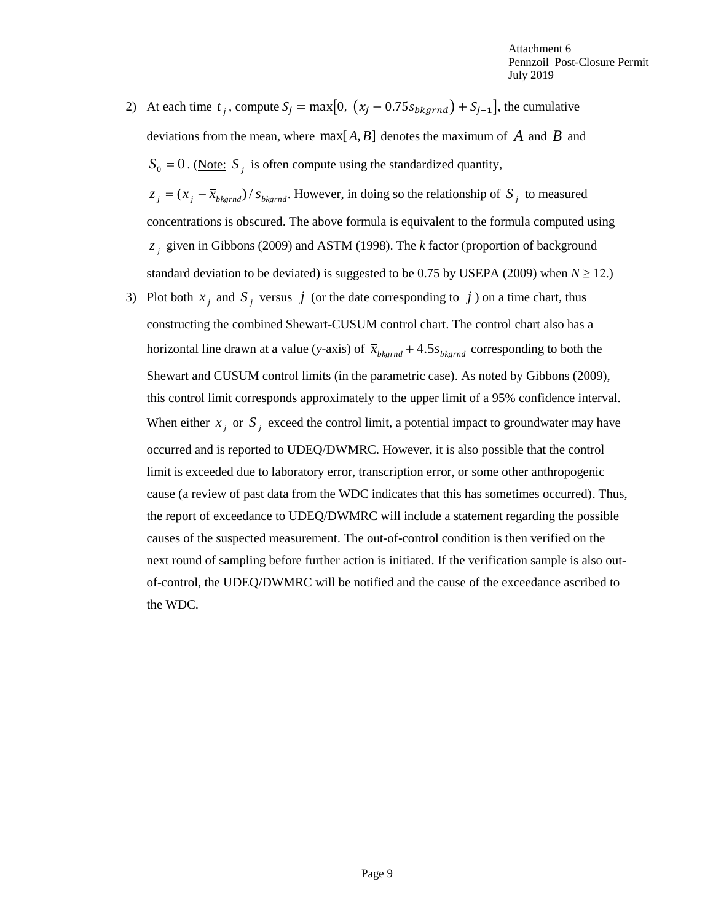2) At each time $t_j$, compute $S_j = \max\left[0,\ \left(x_j - 0.75s_{bkgrnd}\right) + S_{j-1}\right]$, the cumulative deviations from the mean, where $\max[A, B]$ denotes the maximum of $A$ and $B$ and $S_0 = 0$. (Note: $S_j$ is often compute using the standardized quantity, $z_j = (x_j - \overline{x}_{bkgrnd}) / s_{bkgrnd}$. However, in doing so the relationship of $S_j$ to measured concentrations is obscured. The above formula is equivalent to the formula computed using $z_j$ given in Gibbons (2009) and ASTM (1998). The *k* factor (proportion of background standard deviation to be deviated) is suggested to be 0.75 by USEPA (2009) when $N \geq 12$.)

3) Plot both $x_j$ and $S_j$ versus $j$ (or the date corresponding to $j$) on a time chart, thus constructing the combined Shewart-CUSUM control chart. The control chart also has a horizontal line drawn at a value (*y*-axis) of $\overline{x}_{bkgrnd} + 4.5s_{bkgrnd}$ corresponding to both the Shewart and CUSUM control limits (in the parametric case). As noted by Gibbons (2009), this control limit corresponds approximately to the upper limit of a 95% confidence interval. When either $x_j$ or $S_j$ exceed the control limit, a potential impact to groundwater may have occurred and is reported to UDEQ/DWMRC. However, it is also possible that the control limit is exceeded due to laboratory error, transcription error, or some other anthropogenic cause (a review of past data from the WDC indicates that this has sometimes occurred). Thus, the report of exceedance to UDEQ/DWMRC will include a statement regarding the possible causes of the suspected measurement. The out-of-control condition is then verified on the next round of sampling before further action is initiated. If the verification sample is also out-of-control, the UDEQ/DWMRC will be notified and the cause of the exceedance ascribed to the WDC.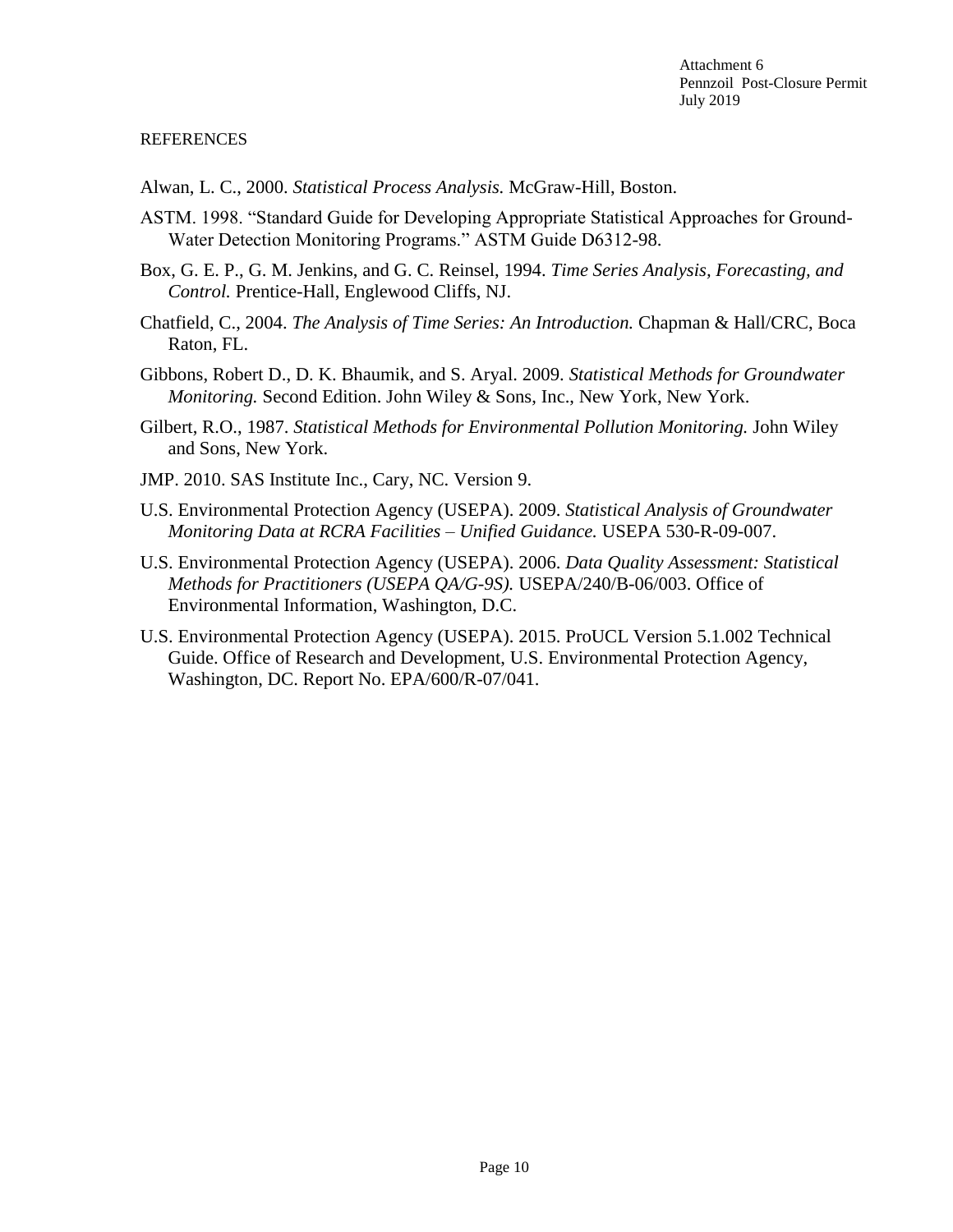REFERENCES

Alwan, L. C., 2000. *Statistical Process Analysis.* McGraw-Hill, Boston.

ASTM. 1998. "Standard Guide for Developing Appropriate Statistical Approaches for Ground-Water Detection Monitoring Programs." ASTM Guide D6312-98.

Box, G. E. P., G. M. Jenkins, and G. C. Reinsel, 1994. *Time Series Analysis, Forecasting, and Control.* Prentice-Hall, Englewood Cliffs, NJ.

Chatfield, C., 2004. *The Analysis of Time Series: An Introduction.* Chapman & Hall/CRC, Boca Raton, FL.

Gibbons, Robert D., D. K. Bhaumik, and S. Aryal. 2009. *Statistical Methods for Groundwater Monitoring.* Second Edition. John Wiley & Sons, Inc., New York, New York.

Gilbert, R.O., 1987. *Statistical Methods for Environmental Pollution Monitoring.* John Wiley and Sons, New York.

JMP. 2010. SAS Institute Inc., Cary, NC. Version 9.

U.S. Environmental Protection Agency (USEPA). 2009. *Statistical Analysis of Groundwater Monitoring Data at RCRA Facilities – Unified Guidance.* USEPA 530-R-09-007.

U.S. Environmental Protection Agency (USEPA). 2006. *Data Quality Assessment: Statistical Methods for Practitioners (USEPA QA/G-9S).* USEPA/240/B-06/003. Office of Environmental Information, Washington, D.C.

U.S. Environmental Protection Agency (USEPA). 2015. ProUCL Version 5.1.002 Technical Guide. Office of Research and Development, U.S. Environmental Protection Agency, Washington, DC. Report No. EPA/600/R-07/041.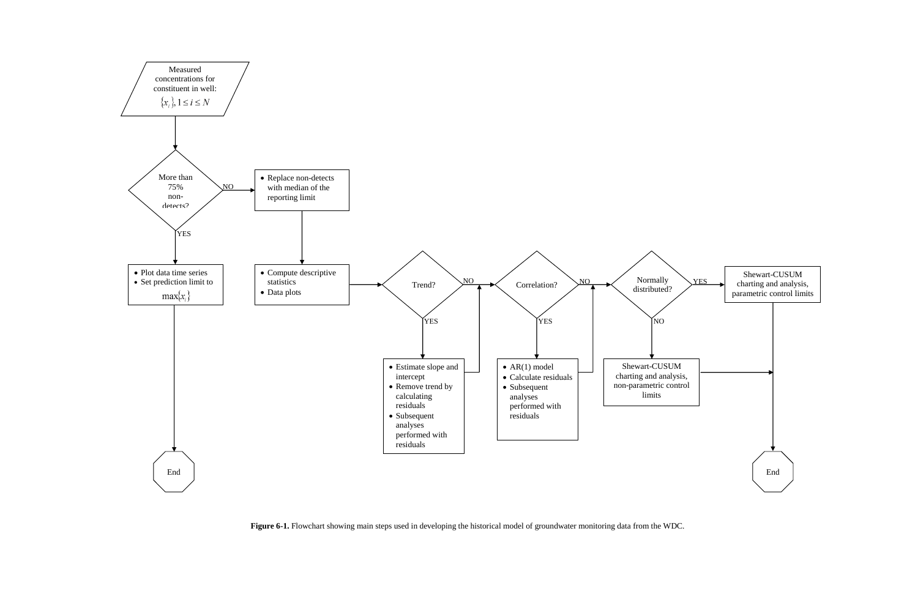Measured concentrations for constituent in well: $\{x_i\}, 1 \le i \le N$

More than 75% non-detects?

NO

YES

- Replace non-detects with median of the reporting limit

- Plot data time series
- Set prediction limit to $\max\{x_i\}$

- Compute descriptive statistics
- Data plots

Trend?

NO

YES

Correlation?

NO

YES

Normally distributed?

YES

NO

Shewart-CUSUM charting and analysis, parametric control limits

- Estimate slope and intercept
- Remove trend by calculating residuals
- Subsequent analyses performed with residuals

- AR(1) model
- Calculate residuals
- Subsequent analyses performed with residuals

Shewart-CUSUM charting and analysis, non-parametric control limits

End

End

**Figure 6-1.** Flowchart showing main steps used in developing the historical model of groundwater monitoring data from the WDC.